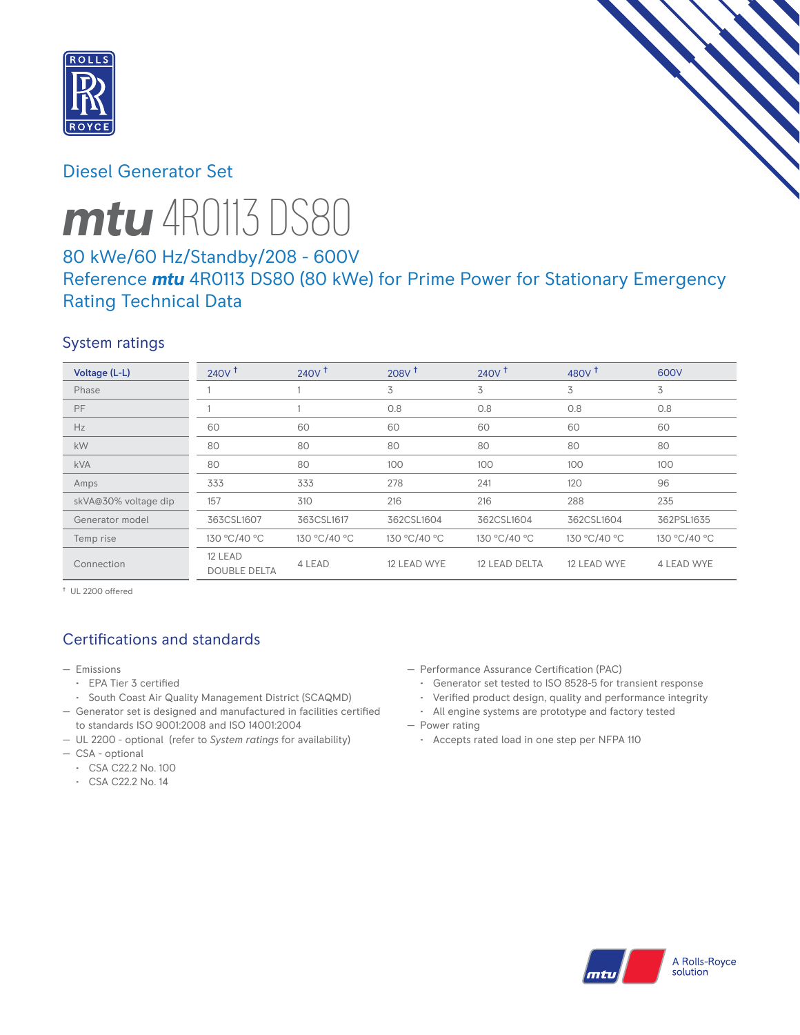Diesel Generator Set

# mtu 4R0113 DS80

## 80 kWe/60 Hz/Standby/208 - 600V
## Reference *mtu* 4R0113 DS80 (80 kWe) for Prime Power for Stationary Emergency Rating Technical Data

### System ratings

| Voltage (L-L) | 240V † | 240V † | 208V † | 240V † | 480V † | 600V |
|---|---|---|---|---|---|---|
| Phase | 1 | 1 | 3 | 3 | 3 | 3 |
| PF | 1 | 1 | 0.8 | 0.8 | 0.8 | 0.8 |
| Hz | 60 | 60 | 60 | 60 | 60 | 60 |
| kW | 80 | 80 | 80 | 80 | 80 | 80 |
| kVA | 80 | 80 | 100 | 100 | 100 | 100 |
| Amps | 333 | 333 | 278 | 241 | 120 | 96 |
| skVA@30% voltage dip | 157 | 310 | 216 | 216 | 288 | 235 |
| Generator model | 363CSL1607 | 363CSL1617 | 362CSL1604 | 362CSL1604 | 362CSL1604 | 362PSL1635 |
| Temp rise | 130 °C/40 °C | 130 °C/40 °C | 130 °C/40 °C | 130 °C/40 °C | 130 °C/40 °C | 130 °C/40 °C |
| Connection | 12 LEAD DOUBLE DELTA | 4 LEAD | 12 LEAD WYE | 12 LEAD DELTA | 12 LEAD WYE | 4 LEAD WYE |

† UL 2200 offered

### Certifications and standards

- Emissions
  - EPA Tier 3 certified
  - South Coast Air Quality Management District (SCAQMD)
- Generator set is designed and manufactured in facilities certified to standards ISO 9001:2008 and ISO 14001:2004
- UL 2200 - optional (refer to *System ratings* for availability)
- CSA - optional
  - CSA C22.2 No. 100
  - CSA C22.2 No. 14
- Performance Assurance Certification (PAC)
  - Generator set tested to ISO 8528-5 for transient response
  - Verified product design, quality and performance integrity
  - All engine systems are prototype and factory tested
- Power rating
  - Accepts rated load in one step per NFPA 110

A Rolls-Royce solution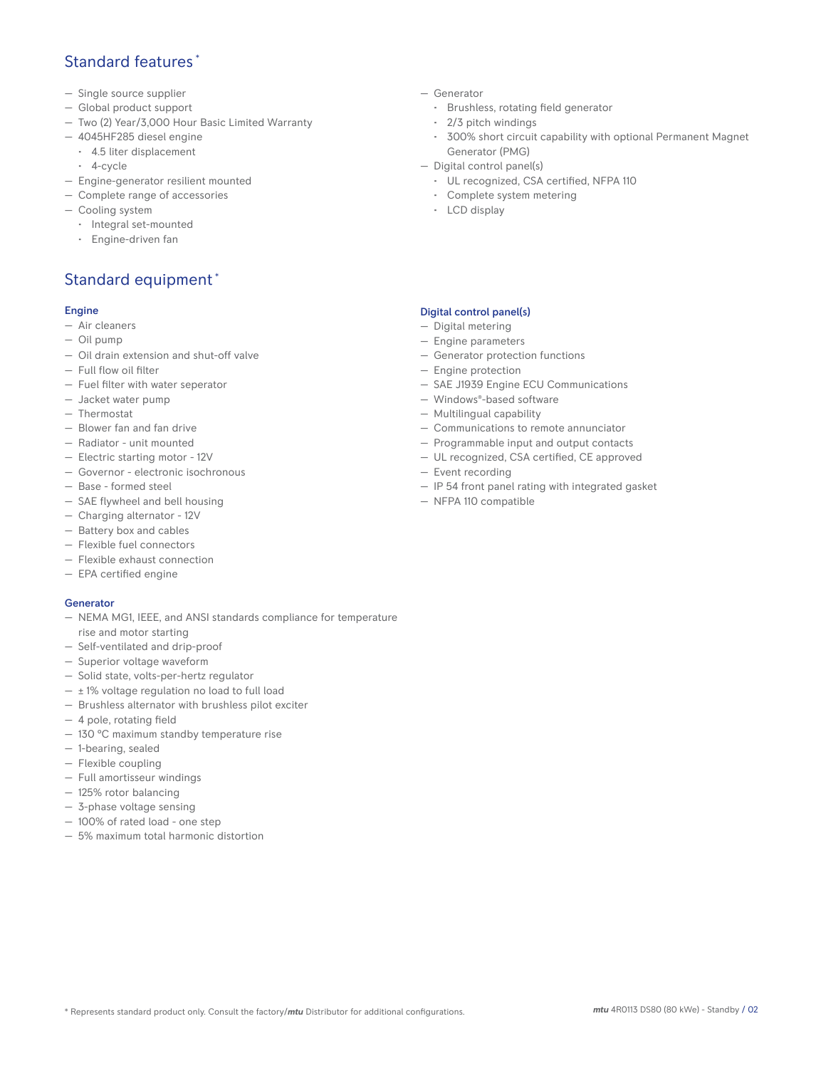## Standard features*

- Single source supplier
- Global product support
- Two (2) Year/3,000 Hour Basic Limited Warranty
- 4045HF285 diesel engine
  - 4.5 liter displacement
  - 4-cycle
- Engine-generator resilient mounted
- Complete range of accessories
- Cooling system
  - Integral set-mounted
  - Engine-driven fan
- Generator
  - Brushless, rotating field generator
  - 2/3 pitch windings
  - 300% short circuit capability with optional Permanent Magnet Generator (PMG)
- Digital control panel(s)
  - UL recognized, CSA certified, NFPA 110
  - Complete system metering
  - LCD display

## Standard equipment*

### Engine

- Air cleaners
- Oil pump
- Oil drain extension and shut-off valve
- Full flow oil filter
- Fuel filter with water seperator
- Jacket water pump
- Thermostat
- Blower fan and fan drive
- Radiator - unit mounted
- Electric starting motor - 12V
- Governor - electronic isochronous
- Base - formed steel
- SAE flywheel and bell housing
- Charging alternator - 12V
- Battery box and cables
- Flexible fuel connectors
- Flexible exhaust connection
- EPA certified engine

### Generator

- NEMA MG1, IEEE, and ANSI standards compliance for temperature rise and motor starting
- Self-ventilated and drip-proof
- Superior voltage waveform
- Solid state, volts-per-hertz regulator
- ± 1% voltage regulation no load to full load
- Brushless alternator with brushless pilot exciter
- 4 pole, rotating field
- 130 °C maximum standby temperature rise
- 1-bearing, sealed
- Flexible coupling
- Full amortisseur windings
- 125% rotor balancing
- 3-phase voltage sensing
- 100% of rated load - one step
- 5% maximum total harmonic distortion

### Digital control panel(s)

- Digital metering
- Engine parameters
- Generator protection functions
- Engine protection
- SAE J1939 Engine ECU Communications
- Windows®-based software
- Multilingual capability
- Communications to remote annunciator
- Programmable input and output contacts
- UL recognized, CSA certified, CE approved
- Event recording
- IP 54 front panel rating with integrated gasket
- NFPA 110 compatible

* Represents standard product only. Consult the factory/*mtu* Distributor for additional configurations.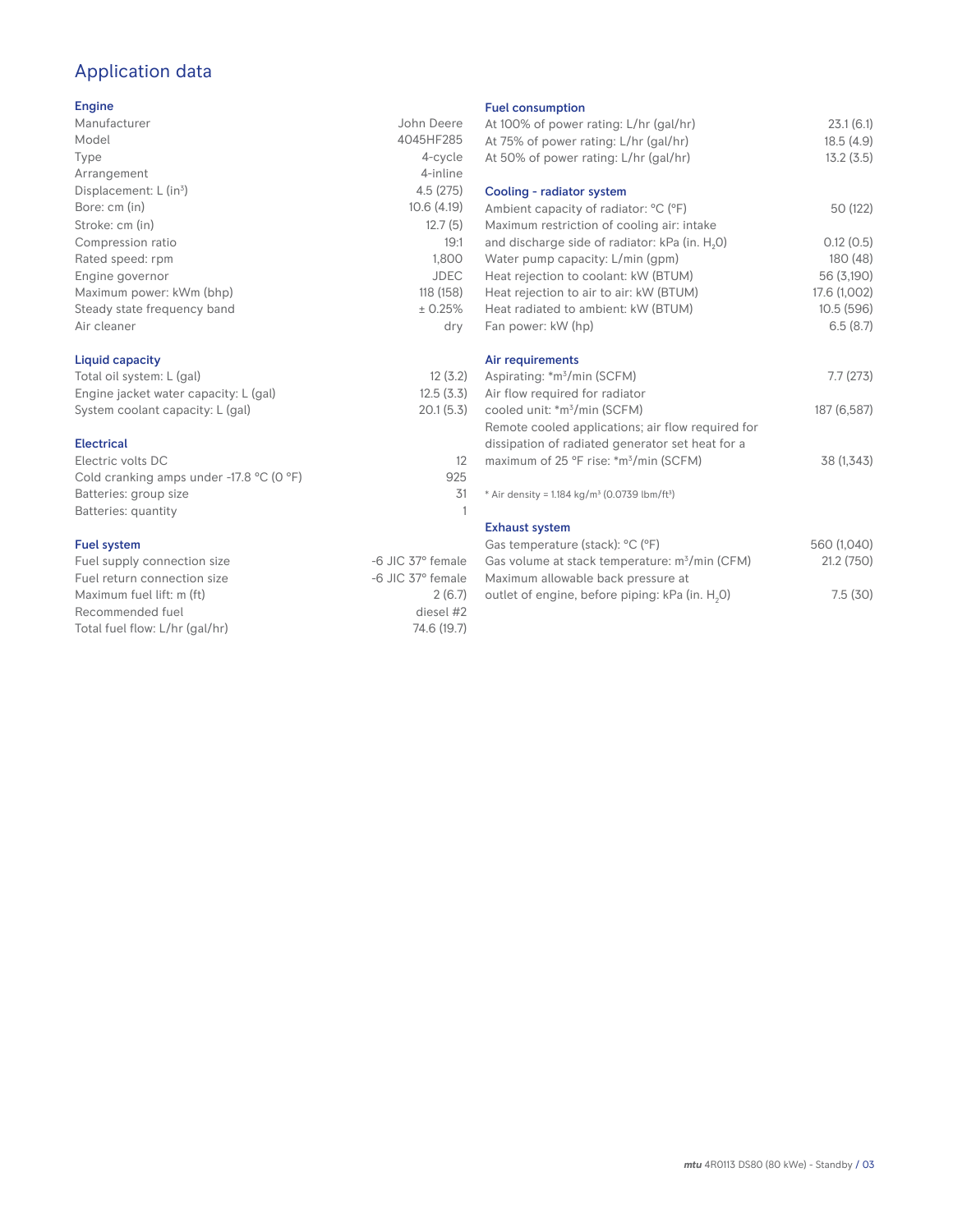# Application data

## Engine

| | |
|---|---|
| Manufacturer | John Deere |
| Model | 4045HF285 |
| Type | 4-cycle |
| Arrangement | 4-inline |
| Displacement: L ($in^3$) | 4.5 (275) |
| Bore: cm (in) | 10.6 (4.19) |
| Stroke: cm (in) | 12.7 (5) |
| Compression ratio | 19:1 |
| Rated speed: rpm | 1,800 |
| Engine governor | JDEC |
| Maximum power: kWm (bhp) | 118 (158) |
| Steady state frequency band | ± 0.25% |
| Air cleaner | dry |

## Liquid capacity

| | |
|---|---|
| Total oil system: L (gal) | 12 (3.2) |
| Engine jacket water capacity: L (gal) | 12.5 (3.3) |
| System coolant capacity: L (gal) | 20.1 (5.3) |

## Electrical

| | |
|---|---|
| Electric volts DC | 12 |
| Cold cranking amps under -17.8 °C (0 °F) | 925 |
| Batteries: group size | 31 |
| Batteries: quantity | 1 |

## Fuel system

| | |
|---|---|
| Fuel supply connection size | -6 JIC 37° female |
| Fuel return connection size | -6 JIC 37° female |
| Maximum fuel lift: m (ft) | 2 (6.7) |
| Recommended fuel | diesel #2 |
| Total fuel flow: L/hr (gal/hr) | 74.6 (19.7) |

## Fuel consumption

| | |
|---|---|
| At 100% of power rating: L/hr (gal/hr) | 23.1 (6.1) |
| At 75% of power rating: L/hr (gal/hr) | 18.5 (4.9) |
| At 50% of power rating: L/hr (gal/hr) | 13.2 (3.5) |

## Cooling - radiator system

| | |
|---|---|
| Ambient capacity of radiator: °C (°F) | 50 (122) |
| Maximum restriction of cooling air: intake and discharge side of radiator: kPa (in. $H_2O$) | 0.12 (0.5) |
| Water pump capacity: L/min (gpm) | 180 (48) |
| Heat rejection to coolant: kW (BTUM) | 56 (3,190) |
| Heat rejection to air to air: kW (BTUM) | 17.6 (1,002) |
| Heat radiated to ambient: kW (BTUM) | 10.5 (596) |
| Fan power: kW (hp) | 6.5 (8.7) |

## Air requirements

| | |
|---|---|
| Aspirating: *$m^3$/min (SCFM) | 7.7 (273) |
| Air flow required for radiator cooled unit: *$m^3$/min (SCFM) | 187 (6,587) |
| Remote cooled applications; air flow required for dissipation of radiated generator set heat for a maximum of 25 °F rise: *$m^3$/min (SCFM) | 38 (1,343) |

* Air density = 1.184 kg/$m^3$ (0.0739 lbm/$ft^3$)

## Exhaust system

| | |
|---|---|
| Gas temperature (stack): °C (°F) | 560 (1,040) |
| Gas volume at stack temperature: $m^3$/min (CFM) | 21.2 (750) |
| Maximum allowable back pressure at outlet of engine, before piping: kPa (in. $H_2O$) | 7.5 (30) |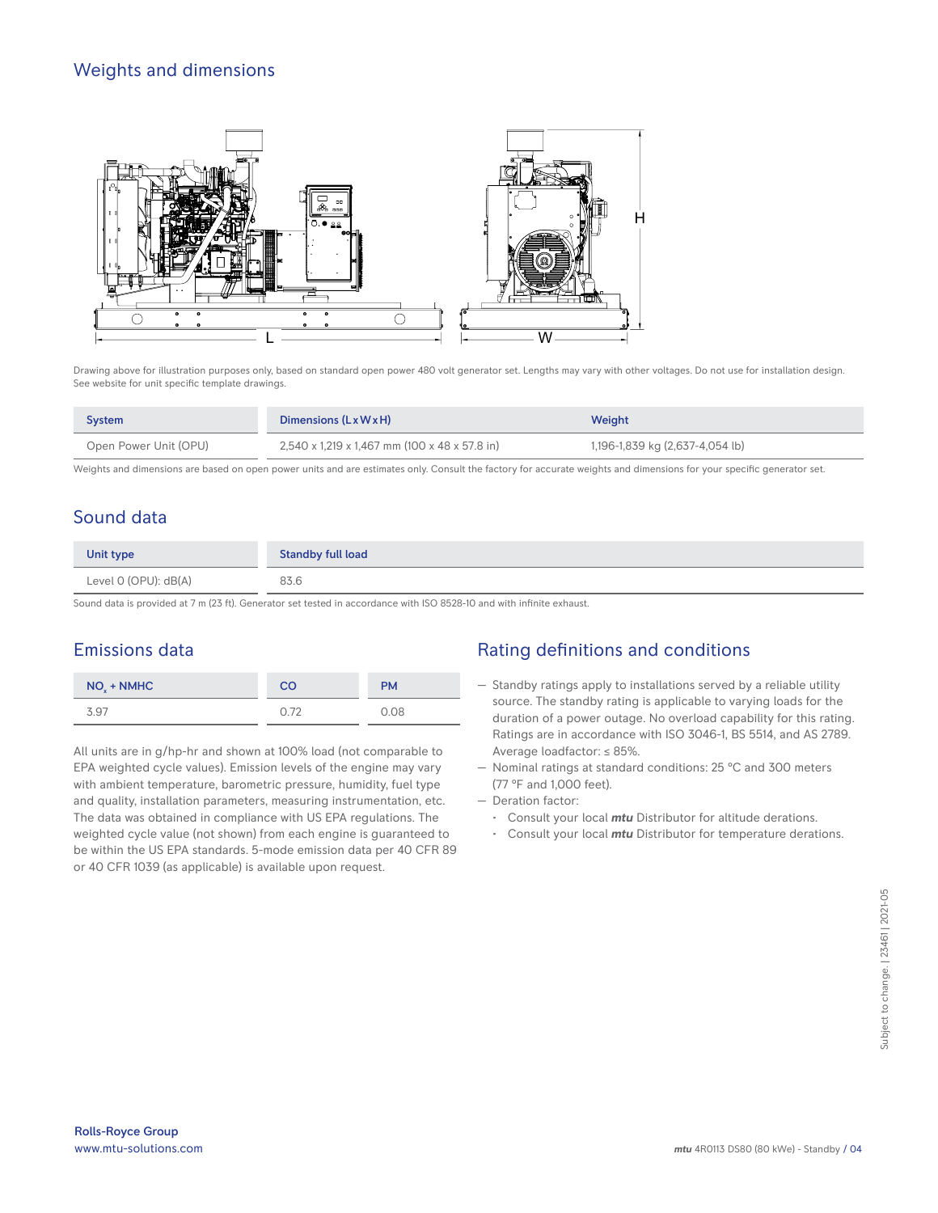## Weights and dimensions

L

W

H

Drawing above for illustration purposes only, based on standard open power 480 volt generator set. Lengths may vary with other voltages. Do not use for installation design. See website for unit specific template drawings.

| System | Dimensions (L x W x H) | Weight |
| --- | --- | --- |
| Open Power Unit (OPU) | 2,540 x 1,219 x 1,467 mm (100 x 48 x 57.8 in) | 1,196-1,839 kg (2,637-4,054 lb) |

Weights and dimensions are based on open power units and are estimates only. Consult the factory for accurate weights and dimensions for your specific generator set.

## Sound data

| Unit type | Standby full load |
| --- | --- |
| Level 0 (OPU): dB(A) | 83.6 |

Sound data is provided at 7 m (23 ft). Generator set tested in accordance with ISO 8528-10 and with infinite exhaust.

## Emissions data

| $NO_x$ + NMHC | CO | PM |
| --- | --- | --- |
| 3.97 | 0.72 | 0.08 |

All units are in g/hp-hr and shown at 100% load (not comparable to EPA weighted cycle values). Emission levels of the engine may vary with ambient temperature, barometric pressure, humidity, fuel type and quality, installation parameters, measuring instrumentation, etc. The data was obtained in compliance with US EPA regulations. The weighted cycle value (not shown) from each engine is guaranteed to be within the US EPA standards. 5-mode emission data per 40 CFR 89 or 40 CFR 1039 (as applicable) is available upon request.

## Rating definitions and conditions

- Standby ratings apply to installations served by a reliable utility source. The standby rating is applicable to varying loads for the duration of a power outage. No overload capability for this rating. Ratings are in accordance with ISO 3046-1, BS 5514, and AS 2789. Average loadfactor: ≤ 85%.
- Nominal ratings at standard conditions: 25 °C and 300 meters (77 °F and 1,000 feet).
- Deration factor:
  - Consult your local ***mtu*** Distributor for altitude derations.
  - Consult your local ***mtu*** Distributor for temperature derations.

Subject to change. | 23461 | 2021-05

Rolls-Royce Group
www.mtu-solutions.com